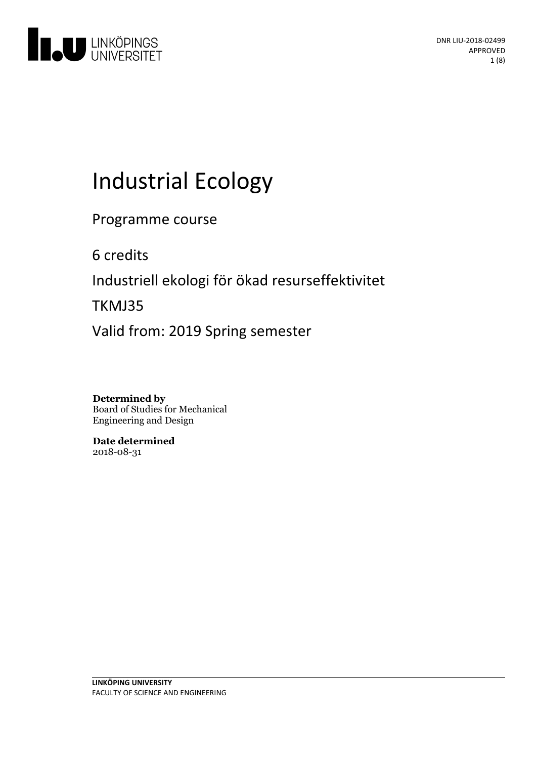DNR LIU-2018-02499
APPROVED

# Industrial Ecology

Programme course

6 credits

Industriell ekologi för ökad resurseffektivitet

TKMJ35

Valid from: 2019 Spring semester

**Determined by**
Board of Studies for Mechanical Engineering and Design

**Date determined**
2018-08-31

**LINKÖPING UNIVERSITY**
FACULTY OF SCIENCE AND ENGINEERING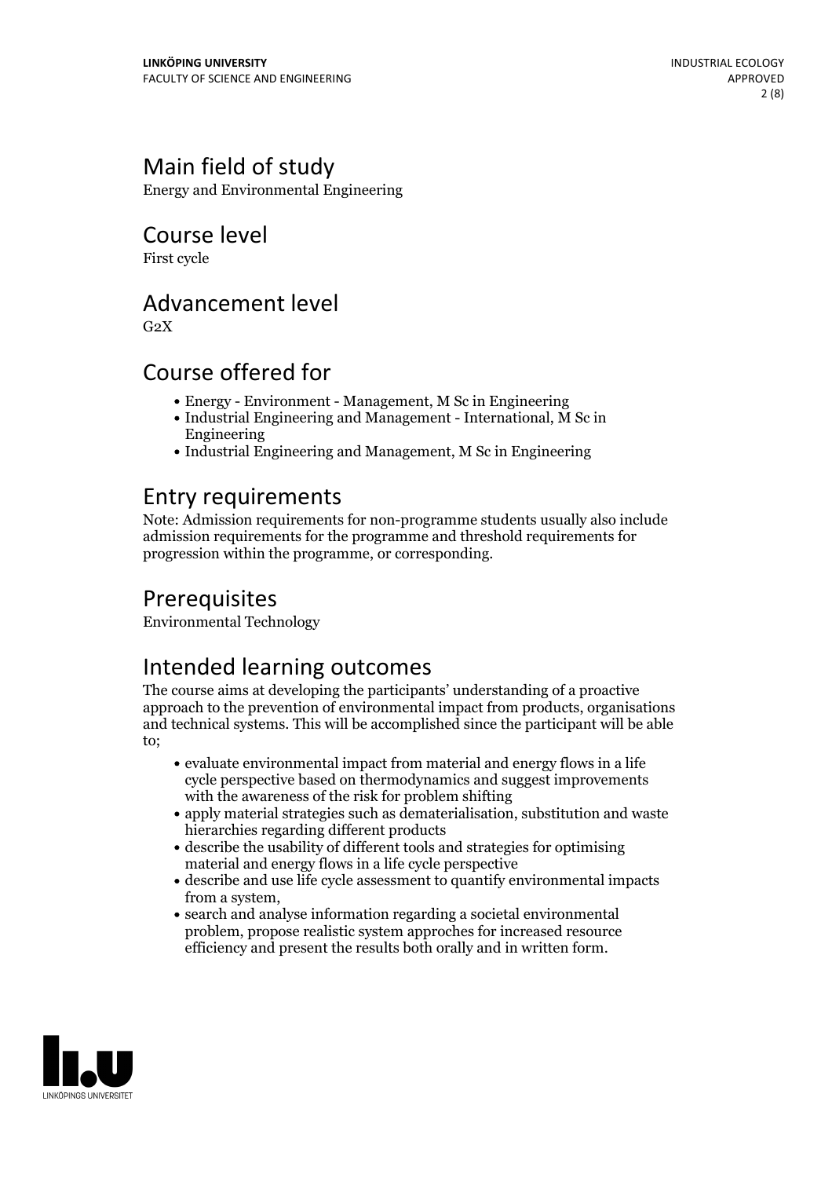## Main field of study

Energy and Environmental Engineering

## Course level

First cycle

## Advancement level

G2X

## Course offered for

- Energy - Environment - Management, M Sc in Engineering
- Industrial Engineering and Management - International, M Sc in Engineering
- Industrial Engineering and Management, M Sc in Engineering

## Entry requirements

Note: Admission requirements for non-programme students usually also include admission requirements for the programme and threshold requirements for progression within the programme, or corresponding.

## Prerequisites

Environmental Technology

## Intended learning outcomes

The course aims at developing the participants' understanding of a proactive approach to the prevention of environmental impact from products, organisations and technical systems. This will be accomplished since the participant will be able to;

- evaluate environmental impact from material and energy flows in a life cycle perspective based on thermodynamics and suggest improvements with the awareness of the risk for problem shifting
- apply material strategies such as dematerialisation, substitution and waste hierarchies regarding different products
- describe the usability of different tools and strategies for optimising material and energy flows in a life cycle perspective
- describe and use life cycle assessment to quantify environmental impacts from a system,
- search and analyse information regarding a societal environmental problem, propose realistic system approches for increased resource efficiency and present the results both orally and in written form.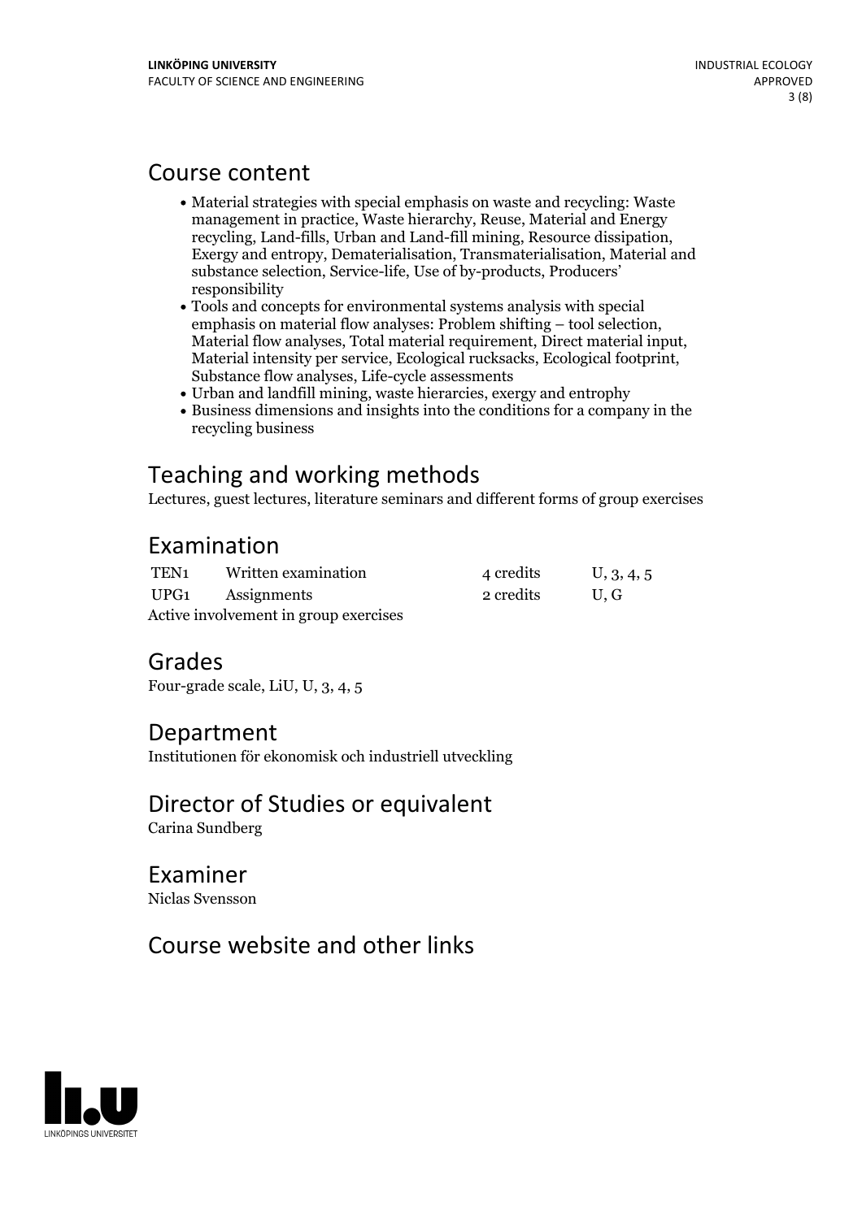# Course content

- Material strategies with special emphasis on waste and recycling: Waste management in practice, Waste hierarchy, Reuse, Material and Energy recycling, Land-fills, Urban and Land-fill mining, Resource dissipation, Exergy and entropy, Dematerialisation, Transmaterialisation, Material and substance selection, Service-life, Use of by-products, Producers' responsibility
- Tools and concepts for environmental systems analysis with special emphasis on material flow analyses: Problem shifting – tool selection, Material flow analyses, Total material requirement, Direct material input, Material intensity per service, Ecological rucksacks, Ecological footprint, Substance flow analyses, Life-cycle assessments
- Urban and landfill mining, waste hierarcies, exergy and entrophy
- Business dimensions and insights into the conditions for a company in the recycling business

# Teaching and working methods

Lectures, guest lectures, literature seminars and different forms of group exercises

# Examination

| | | | |
|---|---|---|---|
| TEN1 | Written examination | 4 credits | U, 3, 4, 5 |
| UPG1 | Assignments | 2 credits | U, G |

Active involvement in group exercises

# Grades

Four-grade scale, LiU, U, 3, 4, 5

# Department

Institutionen för ekonomisk och industriell utveckling

# Director of Studies or equivalent

Carina Sundberg

# Examiner

Niclas Svensson

# Course website and other links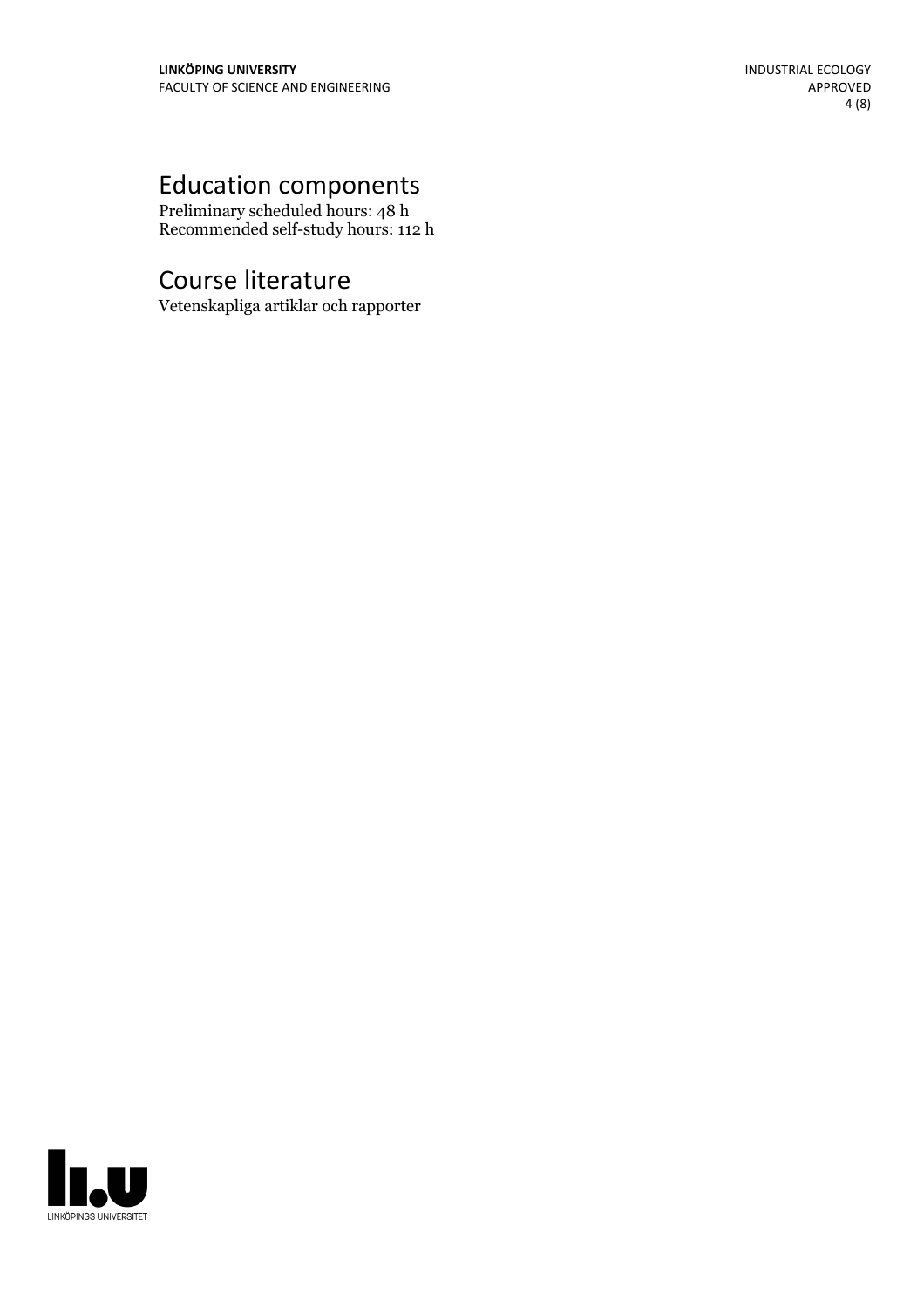## Education components

Preliminary scheduled hours: 48 h
Recommended self-study hours: 112 h

## Course literature

Vetenskapliga artiklar och rapporter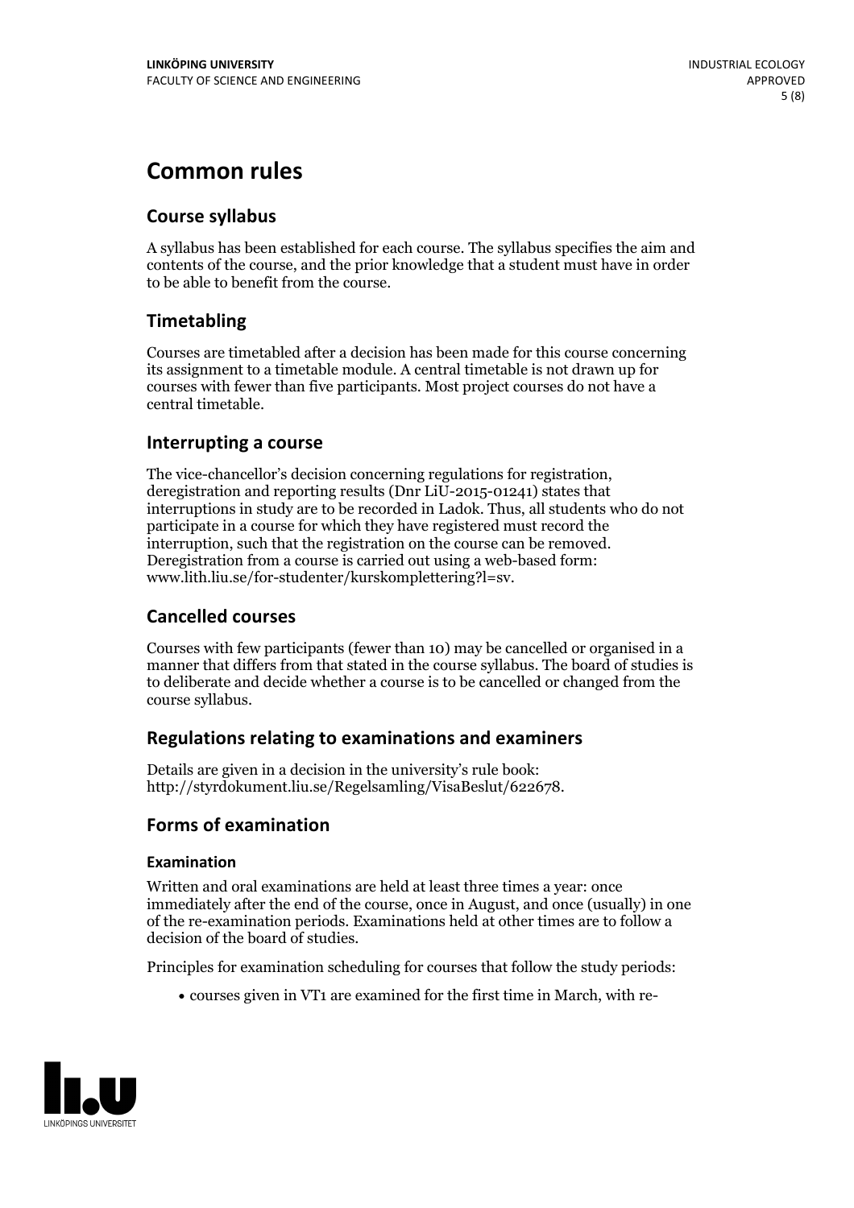# Common rules

## Course syllabus

A syllabus has been established for each course. The syllabus specifies the aim and contents of the course, and the prior knowledge that a student must have in order to be able to benefit from the course.

## Timetabling

Courses are timetabled after a decision has been made for this course concerning its assignment to a timetable module. A central timetable is not drawn up for courses with fewer than five participants. Most project courses do not have a central timetable.

## Interrupting a course

The vice-chancellor's decision concerning regulations for registration, deregistration and reporting results (Dnr LiU-2015-01241) states that interruptions in study are to be recorded in Ladok. Thus, all students who do not participate in a course for which they have registered must record the interruption, such that the registration on the course can be removed. Deregistration from a course is carried out using a web-based form: www.lith.liu.se/for-studenter/kurskomplettering?l=sv.

## Cancelled courses

Courses with few participants (fewer than 10) may be cancelled or organised in a manner that differs from that stated in the course syllabus. The board of studies is to deliberate and decide whether a course is to be cancelled or changed from the course syllabus.

## Regulations relating to examinations and examiners

Details are given in a decision in the university's rule book: http://styrdokument.liu.se/Regelsamling/VisaBeslut/622678.

## Forms of examination

### Examination

Written and oral examinations are held at least three times a year: once immediately after the end of the course, once in August, and once (usually) in one of the re-examination periods. Examinations held at other times are to follow a decision of the board of studies.

Principles for examination scheduling for courses that follow the study periods:

- courses given in VT1 are examined for the first time in March, with re-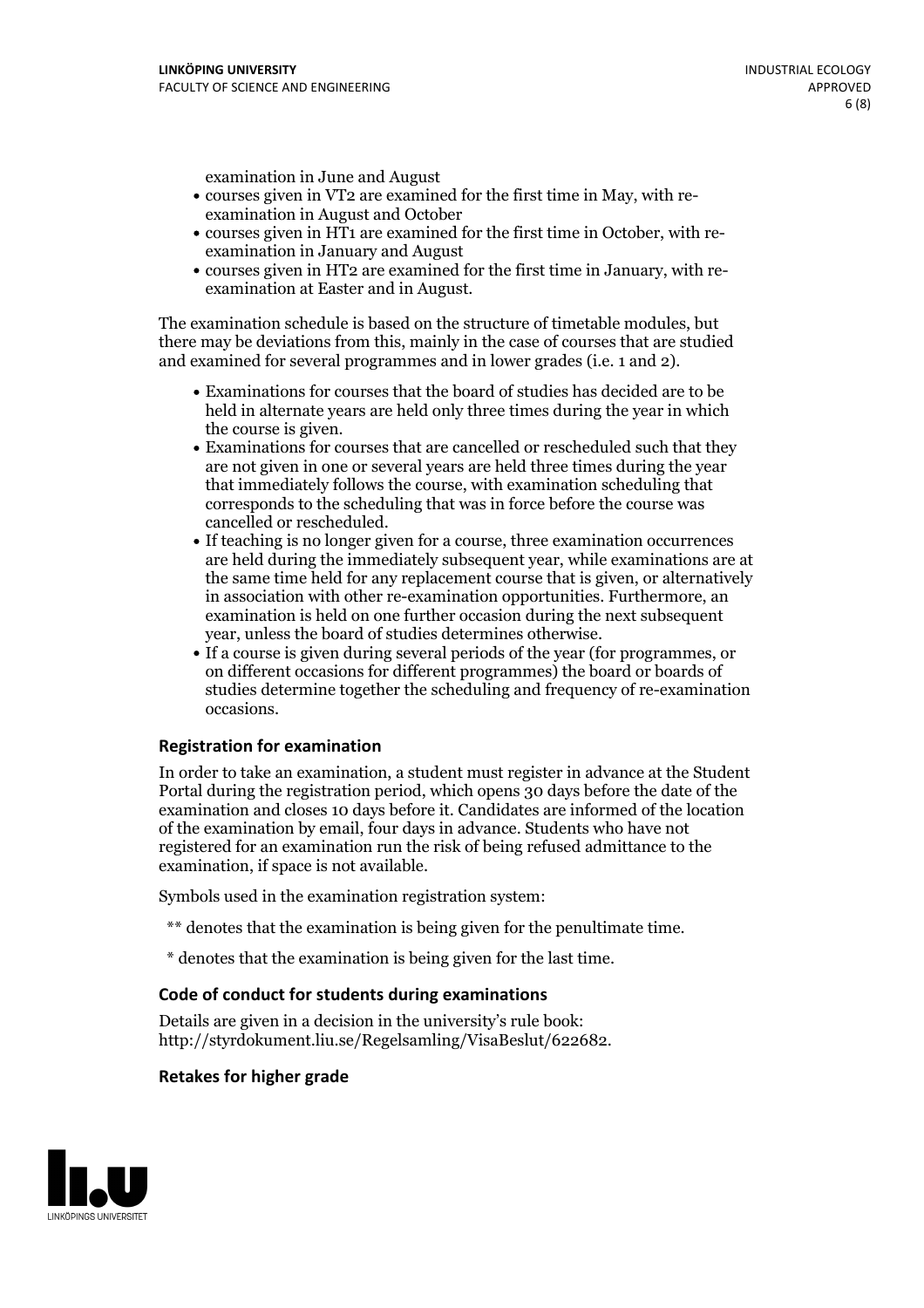examination in June and August

- courses given in VT2 are examined for the first time in May, with re-examination in August and October
- courses given in HT1 are examined for the first time in October, with re-examination in January and August
- courses given in HT2 are examined for the first time in January, with re-examination at Easter and in August.

The examination schedule is based on the structure of timetable modules, but there may be deviations from this, mainly in the case of courses that are studied and examined for several programmes and in lower grades (i.e. 1 and 2).

- Examinations for courses that the board of studies has decided are to be held in alternate years are held only three times during the year in which the course is given.
- Examinations for courses that are cancelled or rescheduled such that they are not given in one or several years are held three times during the year that immediately follows the course, with examination scheduling that corresponds to the scheduling that was in force before the course was cancelled or rescheduled.
- If teaching is no longer given for a course, three examination occurrences are held during the immediately subsequent year, while examinations are at the same time held for any replacement course that is given, or alternatively in association with other re-examination opportunities. Furthermore, an examination is held on one further occasion during the next subsequent year, unless the board of studies determines otherwise.
- If a course is given during several periods of the year (for programmes, or on different occasions for different programmes) the board or boards of studies determine together the scheduling and frequency of re-examination occasions.

### Registration for examination

In order to take an examination, a student must register in advance at the Student Portal during the registration period, which opens 30 days before the date of the examination and closes 10 days before it. Candidates are informed of the location of the examination by email, four days in advance. Students who have not registered for an examination run the risk of being refused admittance to the examination, if space is not available.

Symbols used in the examination registration system:

** denotes that the examination is being given for the penultimate time.

* denotes that the examination is being given for the last time.

### Code of conduct for students during examinations

Details are given in a decision in the university's rule book: http://styrdokument.liu.se/Regelsamling/VisaBeslut/622682.

### Retakes for higher grade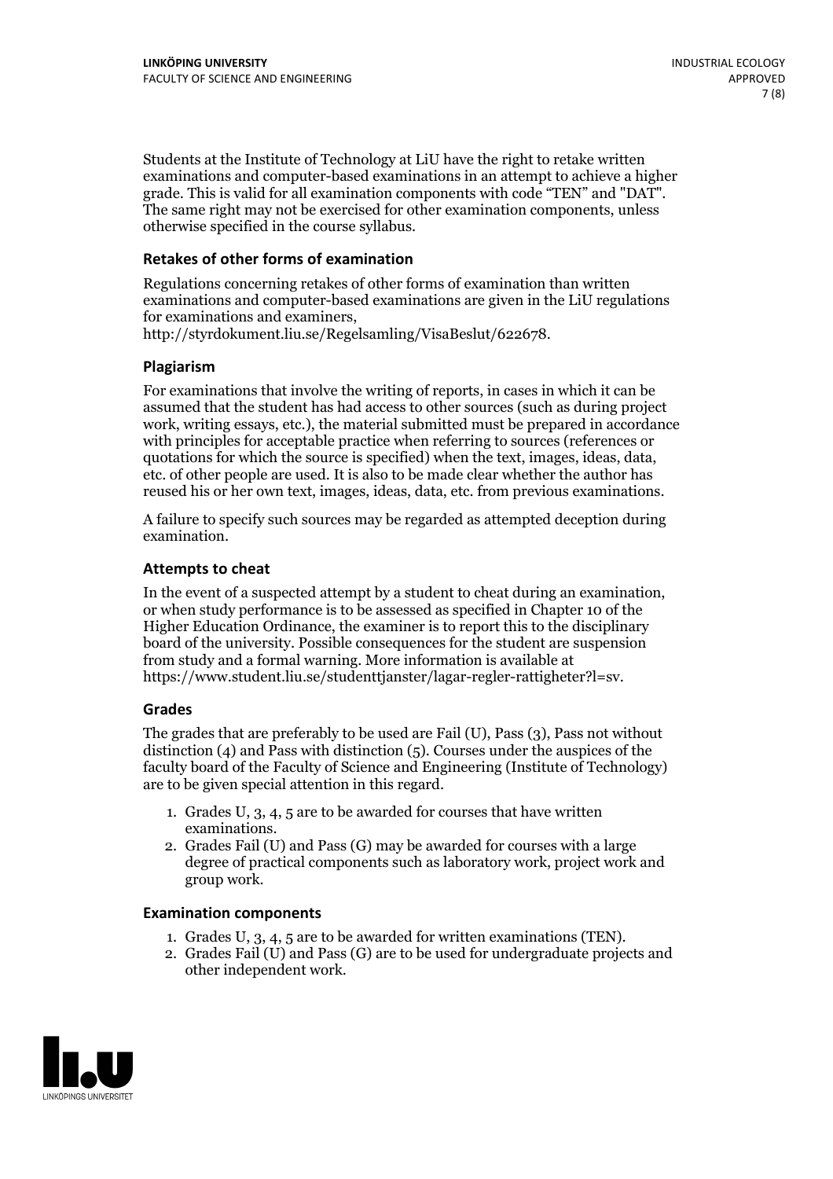Students at the Institute of Technology at LiU have the right to retake written examinations and computer-based examinations in an attempt to achieve a higher grade. This is valid for all examination components with code "TEN" and "DAT". The same right may not be exercised for other examination components, unless otherwise specified in the course syllabus.

### Retakes of other forms of examination

Regulations concerning retakes of other forms of examination than written examinations and computer-based examinations are given in the LiU regulations for examinations and examiners, http://styrdokument.liu.se/Regelsamling/VisaBeslut/622678.

### Plagiarism

For examinations that involve the writing of reports, in cases in which it can be assumed that the student has had access to other sources (such as during project work, writing essays, etc.), the material submitted must be prepared in accordance with principles for acceptable practice when referring to sources (references or quotations for which the source is specified) when the text, images, ideas, data, etc. of other people are used. It is also to be made clear whether the author has reused his or her own text, images, ideas, data, etc. from previous examinations.

A failure to specify such sources may be regarded as attempted deception during examination.

### Attempts to cheat

In the event of a suspected attempt by a student to cheat during an examination, or when study performance is to be assessed as specified in Chapter 10 of the Higher Education Ordinance, the examiner is to report this to the disciplinary board of the university. Possible consequences for the student are suspension from study and a formal warning. More information is available at https://www.student.liu.se/studenttjanster/lagar-regler-rattigheter?l=sv.

### Grades

The grades that are preferably to be used are Fail (U), Pass (3), Pass not without distinction (4) and Pass with distinction (5). Courses under the auspices of the faculty board of the Faculty of Science and Engineering (Institute of Technology) are to be given special attention in this regard.

1. Grades U, 3, 4, 5 are to be awarded for courses that have written examinations.
2. Grades Fail (U) and Pass (G) may be awarded for courses with a large degree of practical components such as laboratory work, project work and group work.

### Examination components

1. Grades U, 3, 4, 5 are to be awarded for written examinations (TEN).
2. Grades Fail (U) and Pass (G) are to be used for undergraduate projects and other independent work.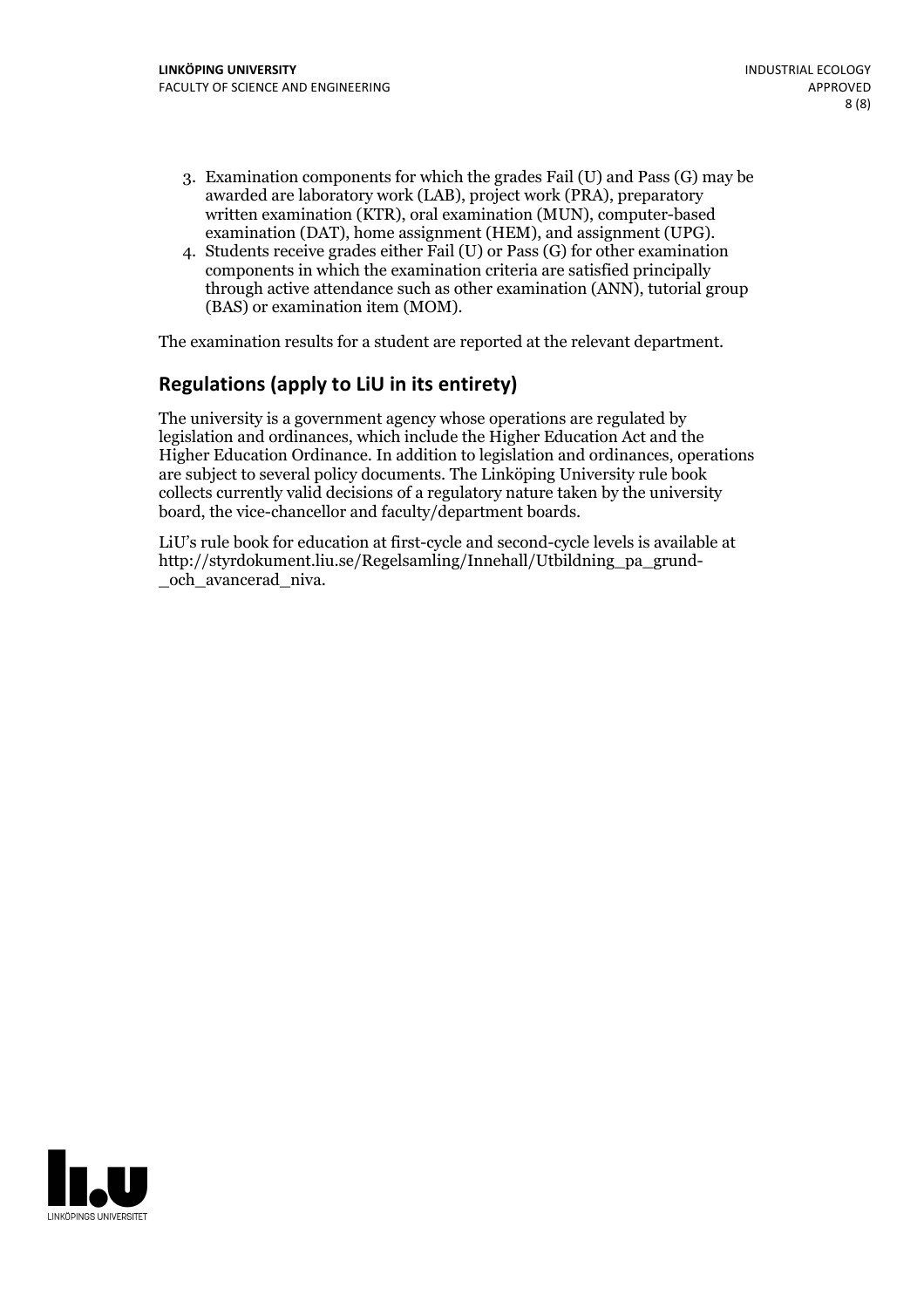3. Examination components for which the grades Fail (U) and Pass (G) may be awarded are laboratory work (LAB), project work (PRA), preparatory written examination (KTR), oral examination (MUN), computer-based examination (DAT), home assignment (HEM), and assignment (UPG).
4. Students receive grades either Fail (U) or Pass (G) for other examination components in which the examination criteria are satisfied principally through active attendance such as other examination (ANN), tutorial group (BAS) or examination item (MOM).

The examination results for a student are reported at the relevant department.

## Regulations (apply to LiU in its entirety)

The university is a government agency whose operations are regulated by legislation and ordinances, which include the Higher Education Act and the Higher Education Ordinance. In addition to legislation and ordinances, operations are subject to several policy documents. The Linköping University rule book collects currently valid decisions of a regulatory nature taken by the university board, the vice-chancellor and faculty/department boards.

LiU's rule book for education at first-cycle and second-cycle levels is available at http://styrdokument.liu.se/Regelsamling/Innehall/Utbildning_pa_grund-_och_avancerad_niva.